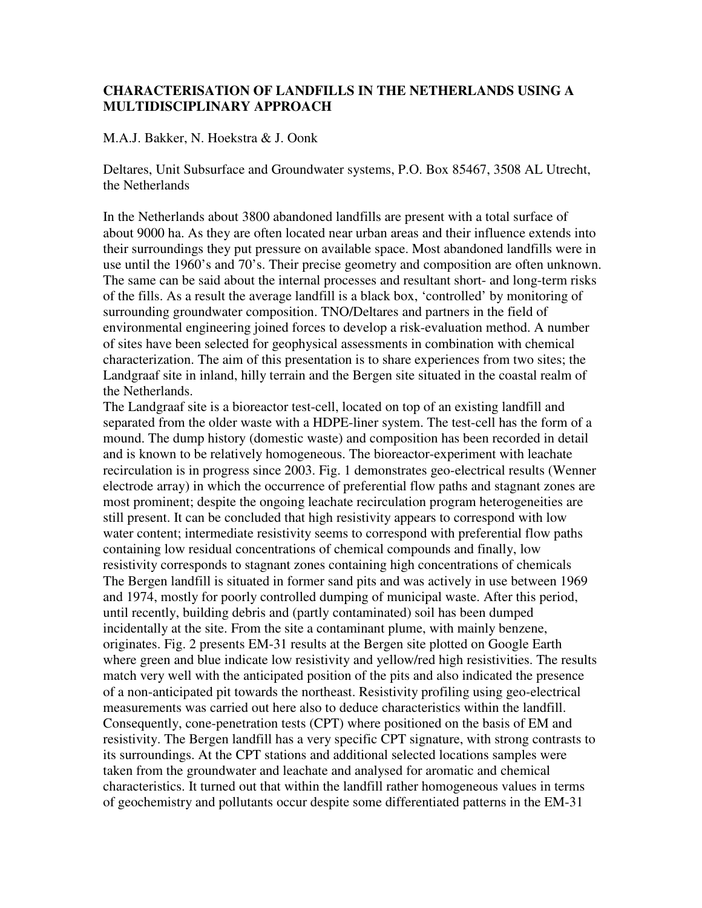# CHARACTERISATION OF LANDFILLS IN THE NETHERLANDS USING A MULTIDISCIPLINARY APPROACH

M.A.J. Bakker, N. Hoekstra & J. Oonk

Deltares, Unit Subsurface and Groundwater systems, P.O. Box 85467, 3508 AL Utrecht, the Netherlands

In the Netherlands about 3800 abandoned landfills are present with a total surface of about 9000 ha. As they are often located near urban areas and their influence extends into their surroundings they put pressure on available space. Most abandoned landfills were in use until the 1960's and 70's. Their precise geometry and composition are often unknown. The same can be said about the internal processes and resultant short- and long-term risks of the fills. As a result the average landfill is a black box, 'controlled' by monitoring of surrounding groundwater composition. TNO/Deltares and partners in the field of environmental engineering joined forces to develop a risk-evaluation method. A number of sites have been selected for geophysical assessments in combination with chemical characterization. The aim of this presentation is to share experiences from two sites; the Landgraaf site in inland, hilly terrain and the Bergen site situated in the coastal realm of the Netherlands.

The Landgraaf site is a bioreactor test-cell, located on top of an existing landfill and separated from the older waste with a HDPE-liner system. The test-cell has the form of a mound. The dump history (domestic waste) and composition has been recorded in detail and is known to be relatively homogeneous. The bioreactor-experiment with leachate recirculation is in progress since 2003. Fig. 1 demonstrates geo-electrical results (Wenner electrode array) in which the occurrence of preferential flow paths and stagnant zones are most prominent; despite the ongoing leachate recirculation program heterogeneities are still present. It can be concluded that high resistivity appears to correspond with low water content; intermediate resistivity seems to correspond with preferential flow paths containing low residual concentrations of chemical compounds and finally, low resistivity corresponds to stagnant zones containing high concentrations of chemicals

The Bergen landfill is situated in former sand pits and was actively in use between 1969 and 1974, mostly for poorly controlled dumping of municipal waste. After this period, until recently, building debris and (partly contaminated) soil has been dumped incidentally at the site. From the site a contaminant plume, with mainly benzene, originates. Fig. 2 presents EM-31 results at the Bergen site plotted on Google Earth where green and blue indicate low resistivity and yellow/red high resistivities. The results match very well with the anticipated position of the pits and also indicated the presence of a non-anticipated pit towards the northeast. Resistivity profiling using geo-electrical measurements was carried out here also to deduce characteristics within the landfill. Consequently, cone-penetration tests (CPT) where positioned on the basis of EM and resistivity. The Bergen landfill has a very specific CPT signature, with strong contrasts to its surroundings. At the CPT stations and additional selected locations samples were taken from the groundwater and leachate and analysed for aromatic and chemical characteristics. It turned out that within the landfill rather homogeneous values in terms of geochemistry and pollutants occur despite some differentiated patterns in the EM-31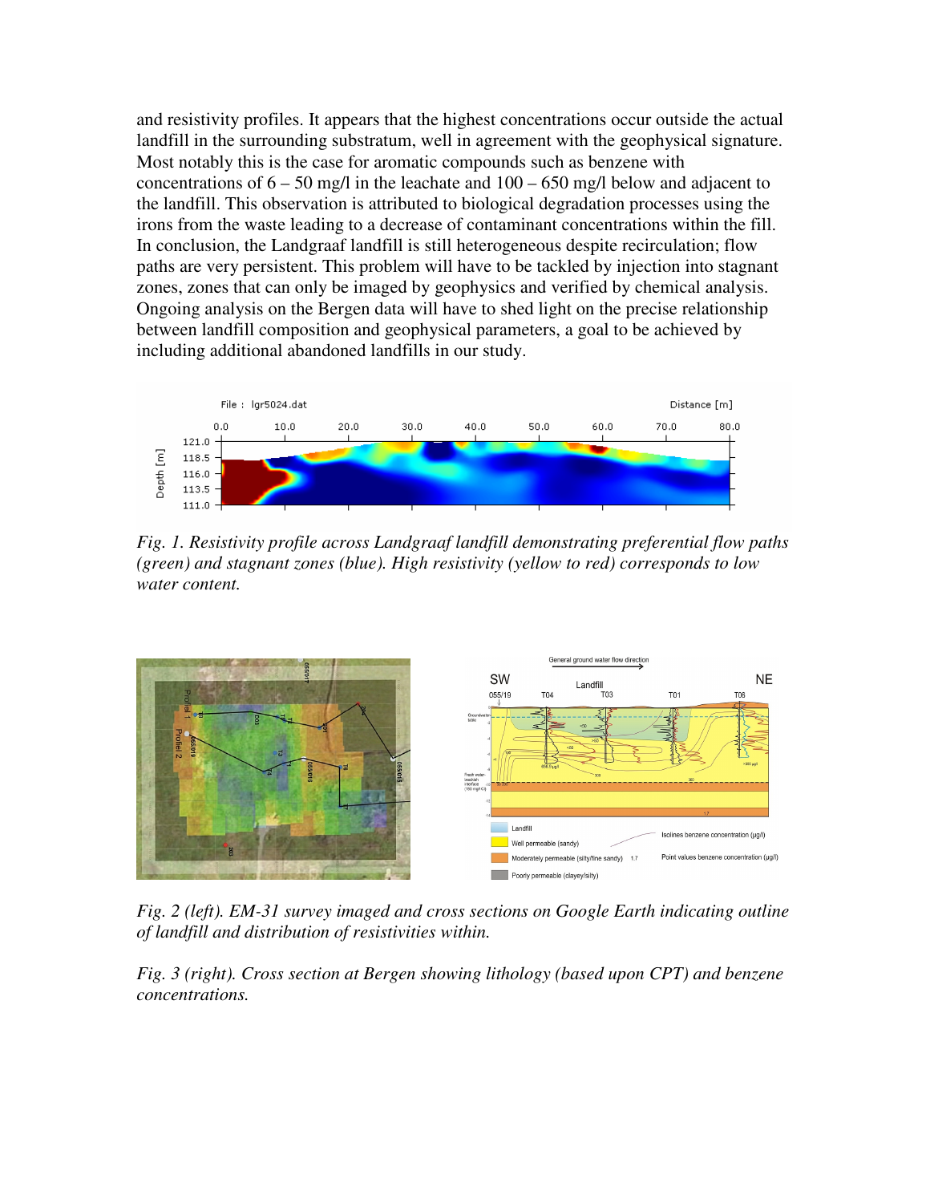and resistivity profiles. It appears that the highest concentrations occur outside the actual landfill in the surrounding substratum, well in agreement with the geophysical signature. Most notably this is the case for aromatic compounds such as benzene with concentrations of 6 – 50 mg/l in the leachate and 100 – 650 mg/l below and adjacent to the landfill. This observation is attributed to biological degradation processes using the irons from the waste leading to a decrease of contaminant concentrations within the fill. In conclusion, the Landgraaf landfill is still heterogeneous despite recirculation; flow paths are very persistent. This problem will have to be tackled by injection into stagnant zones, zones that can only be imaged by geophysics and verified by chemical analysis. Ongoing analysis on the Bergen data will have to shed light on the precise relationship between landfill composition and geophysical parameters, a goal to be achieved by including additional abandoned landfills in our study.

File : lgr5024.dat
Distance [m]
0.0 10.0 20.0 30.0 40.0 50.0 60.0 70.0 80.0
Depth [m]
121.0 118.5 116.0 113.5 111.0

*Fig. 1. Resistivity profile across Landgraaf landfill demonstrating preferential flow paths (green) and stagnant zones (blue). High resistivity (yellow to red) corresponds to low water content.*

General ground water flow direction
SW
NE
Landfill
055/19 T04 T03 T01 T06
Landfill
Well permeable (sandy)
Moderately permeable (silty/fine sandy)
Poorly permeable (clayey/silty)
Isolines benzene concentration (µg/l)
Point values benzene concentration (µg/l)

*Fig. 2 (left). EM-31 survey imaged and cross sections on Google Earth indicating outline of landfill and distribution of resistivities within.*

*Fig. 3 (right). Cross section at Bergen showing lithology (based upon CPT) and benzene concentrations.*